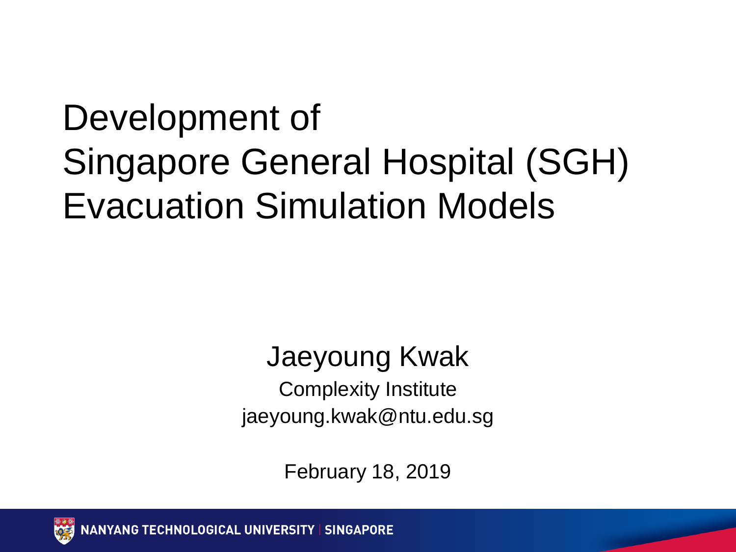# Development of Singapore General Hospital (SGH) Evacuation Simulation Models

Jaeyoung Kwak

Complexity Institute

jaeyoung.kwak@ntu.edu.sg

February 18, 2019

NANYANG TECHNOLOGICAL UNIVERSITY | SINGAPORE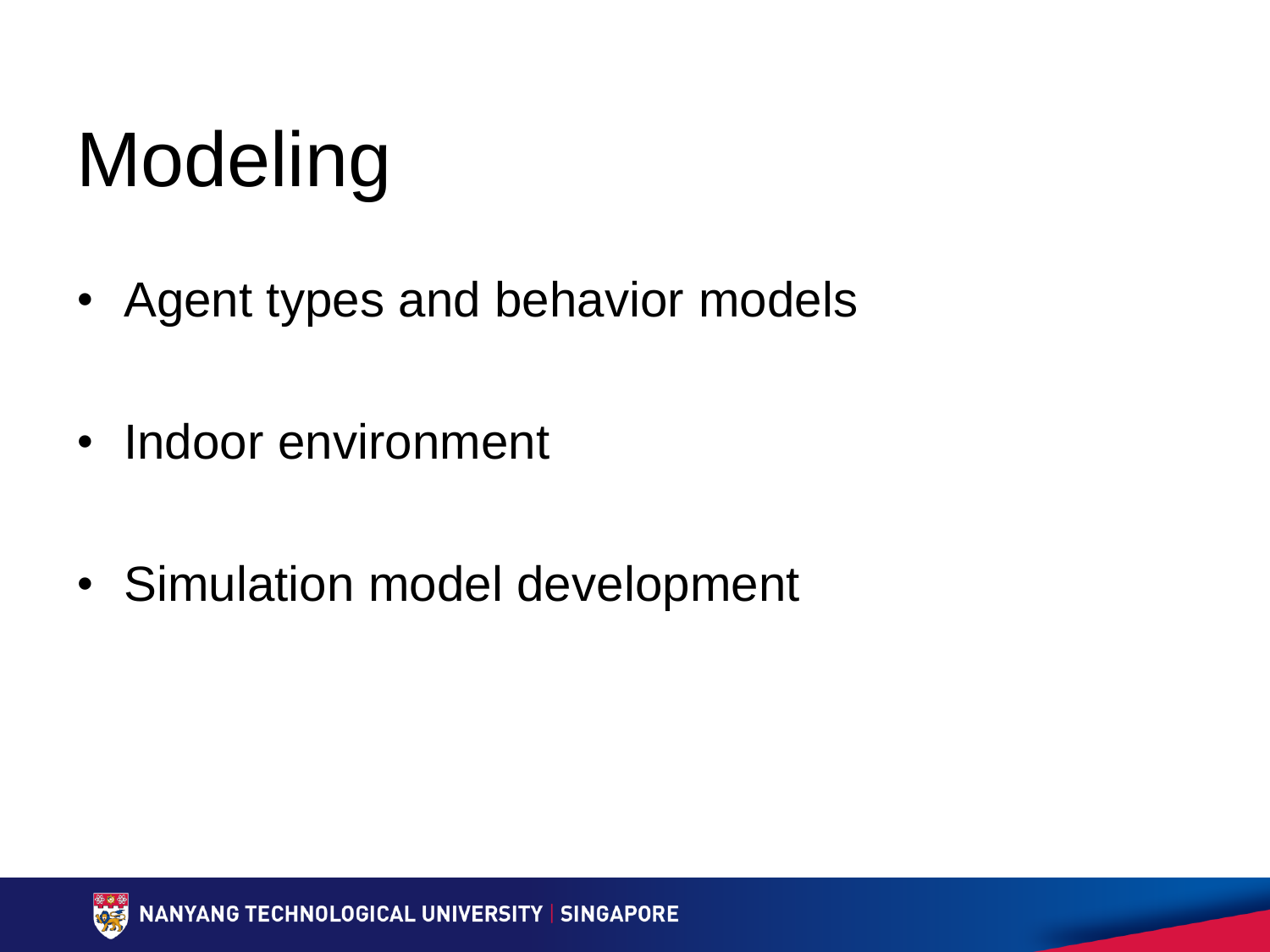# Modeling

- Agent types and behavior models
- Indoor environment
- Simulation model development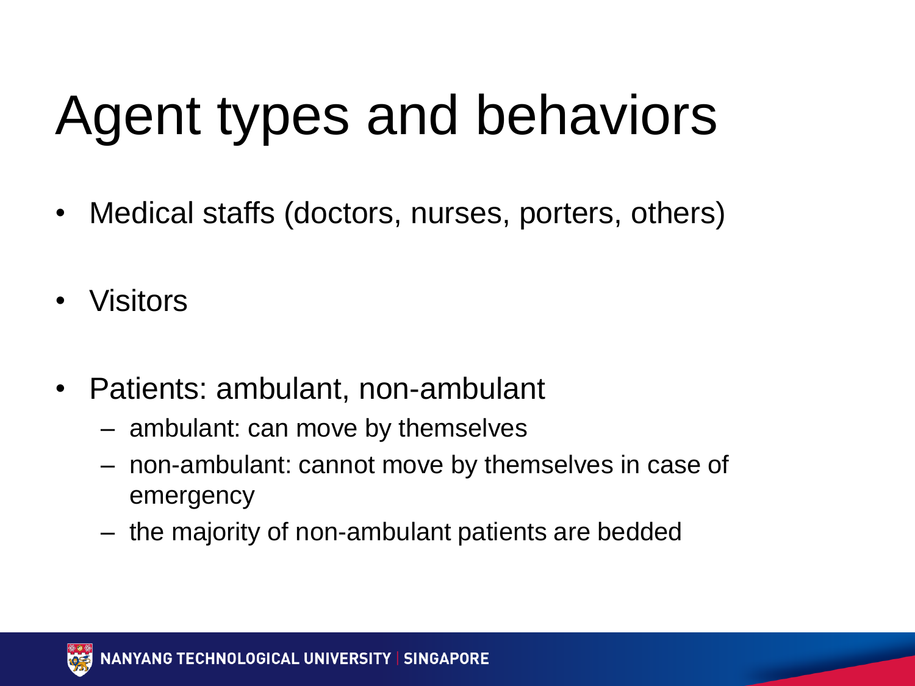# Agent types and behaviors

- Medical staffs (doctors, nurses, porters, others)
- Visitors
- Patients: ambulant, non-ambulant
  - ambulant: can move by themselves
  - non-ambulant: cannot move by themselves in case of emergency
  - the majority of non-ambulant patients are bedded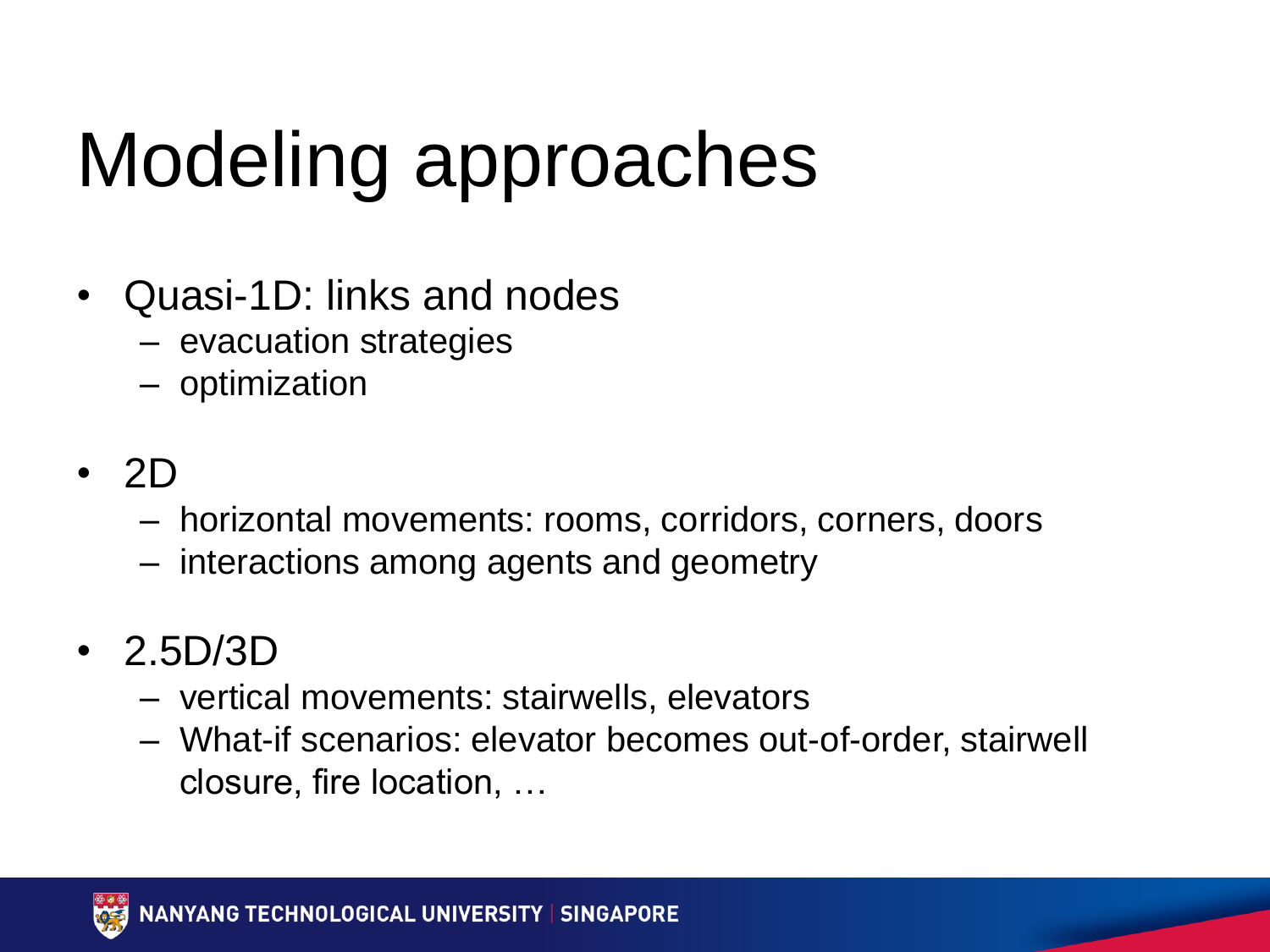# Modeling approaches

- Quasi-1D: links and nodes
  - evacuation strategies
  - optimization
- 2D
  - horizontal movements: rooms, corridors, corners, doors
  - interactions among agents and geometry
- 2.5D/3D
  - vertical movements: stairwells, elevators
  - What-if scenarios: elevator becomes out-of-order, stairwell closure, fire location, …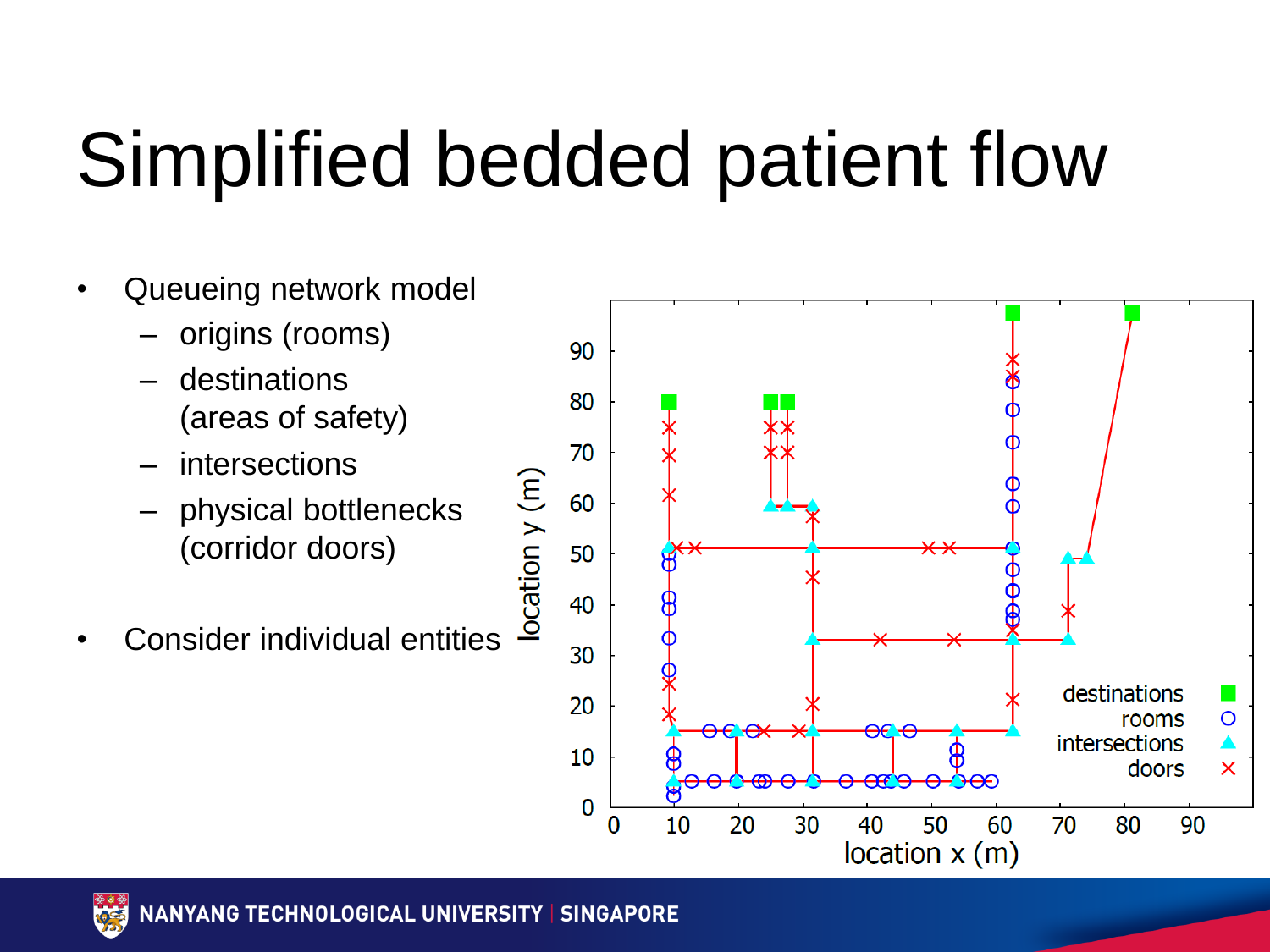# Simplified bedded patient flow

- Queueing network model
  - origins (rooms)
  - destinations (areas of safety)
  - intersections
  - physical bottlenecks (corridor doors)

- Consider individual entities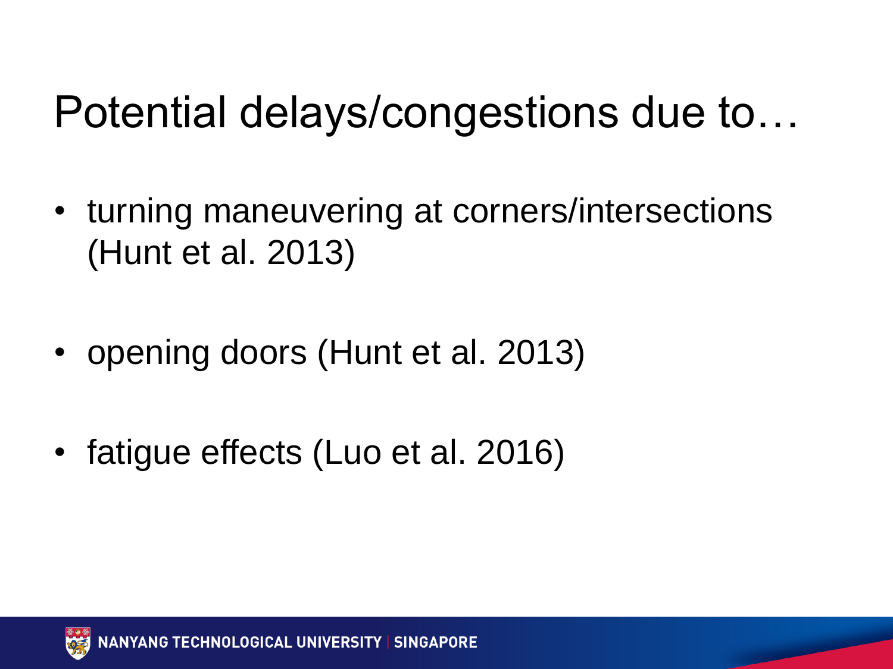# Potential delays/congestions due to…

- turning maneuvering at corners/intersections (Hunt et al. 2013)
- opening doors (Hunt et al. 2013)
- fatigue effects (Luo et al. 2016)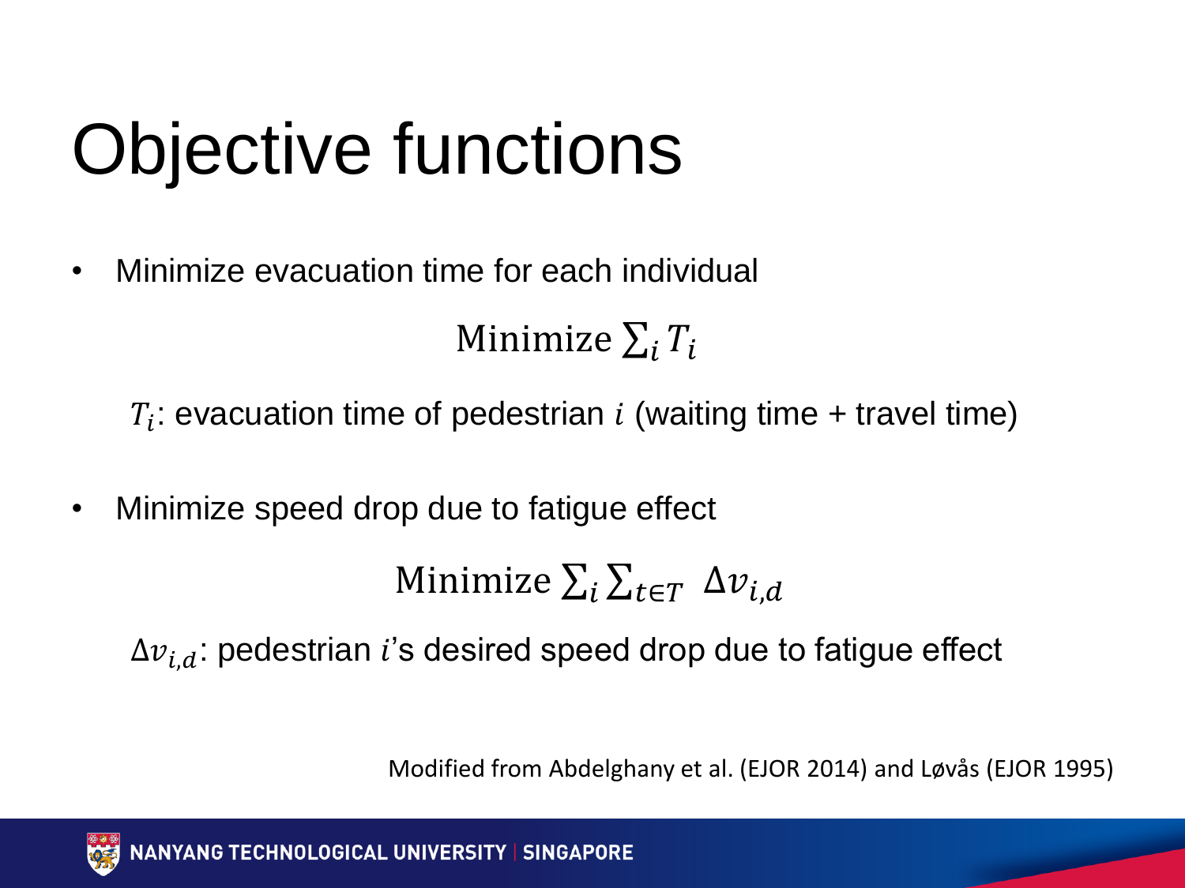# Objective functions

- Minimize evacuation time for each individual

$$\text{Minimize} \sum_i T_i$$

$T_i$: evacuation time of pedestrian $i$ (waiting time + travel time)

- Minimize speed drop due to fatigue effect

$$\text{Minimize} \sum_i \sum_{t \in T} \Delta v_{i,d}$$

$\Delta v_{i,d}$: pedestrian $i$'s desired speed drop due to fatigue effect

Modified from Abdelghany et al. (EJOR 2014) and Løvås (EJOR 1995)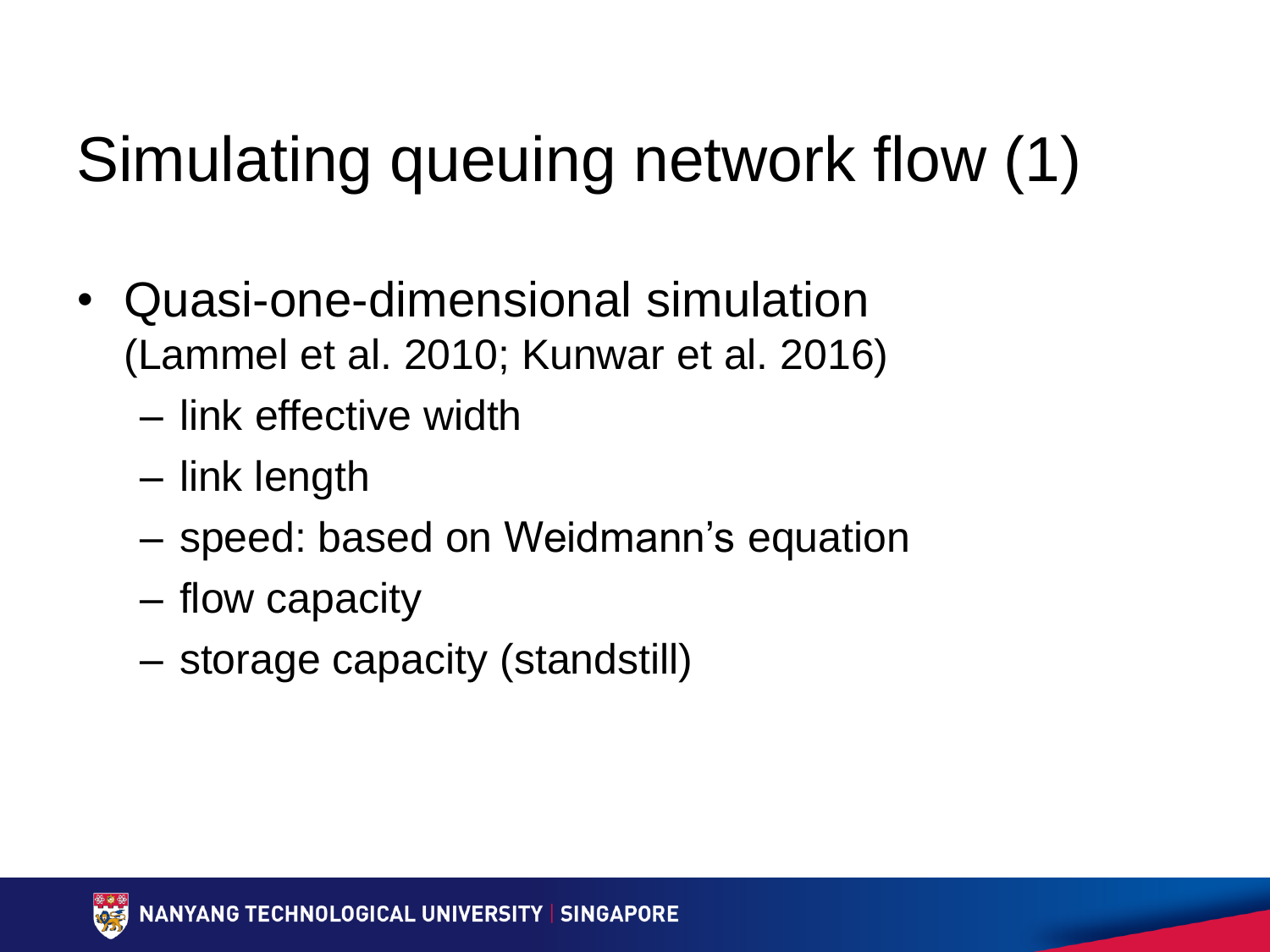# Simulating queuing network flow (1)

- Quasi-one-dimensional simulation (Lammel et al. 2010; Kunwar et al. 2016)
  - link effective width
  - link length
  - speed: based on Weidmann's equation
  - flow capacity
  - storage capacity (standstill)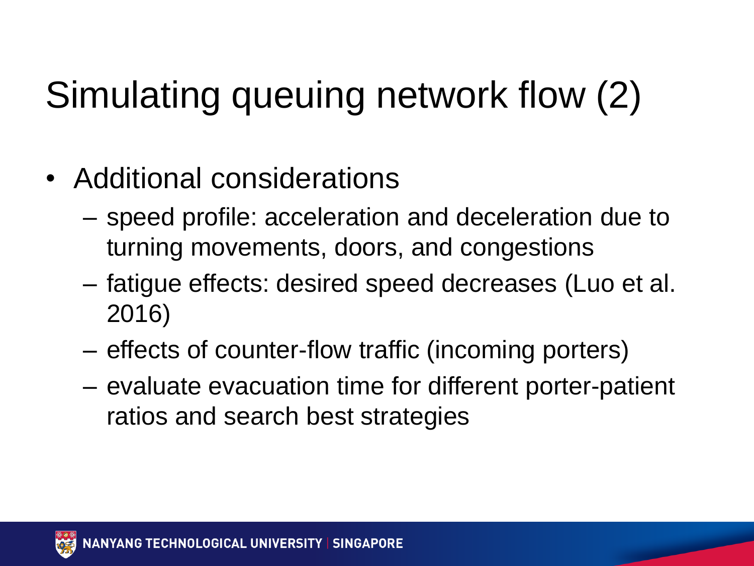# Simulating queuing network flow (2)

- Additional considerations
  - speed profile: acceleration and deceleration due to turning movements, doors, and congestions
  - fatigue effects: desired speed decreases (Luo et al. 2016)
  - effects of counter-flow traffic (incoming porters)
  - evaluate evacuation time for different porter-patient ratios and search best strategies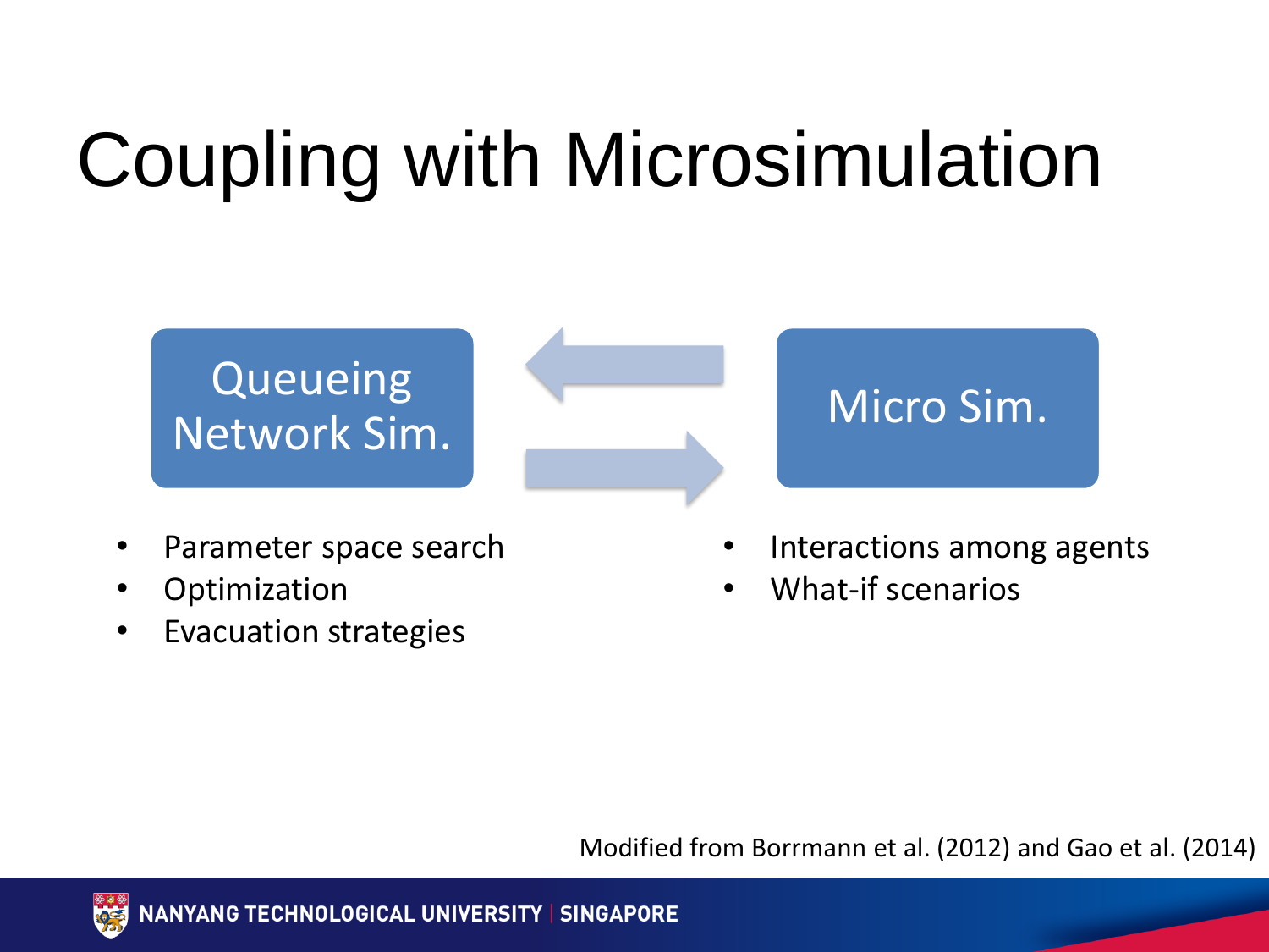# Coupling with Microsimulation

Queueing Network Sim. ⇄ Micro Sim.

- Parameter space search
- Optimization
- Evacuation strategies

- Interactions among agents
- What-if scenarios

Modified from Borrmann et al. (2012) and Gao et al. (2014)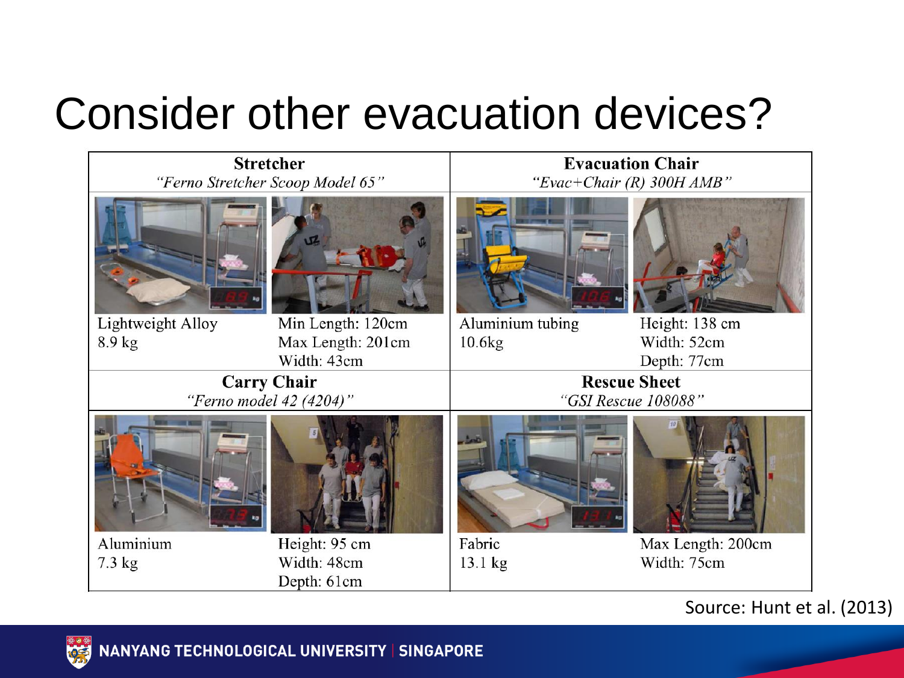# Consider other evacuation devices?

| **Stretcher**<br>*"Ferno Stretcher Scoop Model 65"* | | **Evacuation Chair**<br>*"Evac+Chair (R) 300H AMB"* | |
|---|---|---|---|
| Lightweight Alloy<br>8.9 kg | Min Length: 120cm<br>Max Length: 201cm<br>Width: 43cm | Aluminium tubing<br>10.6kg | Height: 138 cm<br>Width: 52cm<br>Depth: 77cm |
| **Carry Chair**<br>*"Ferno model 42 (4204)"* | | **Rescue Sheet**<br>*"GSI Rescue 108088"* | |
| Aluminium<br>7.3 kg | Height: 95 cm<br>Width: 48cm<br>Depth: 61cm | Fabric<br>13.1 kg | Max Length: 200cm<br>Width: 75cm |

Source: Hunt et al. (2013)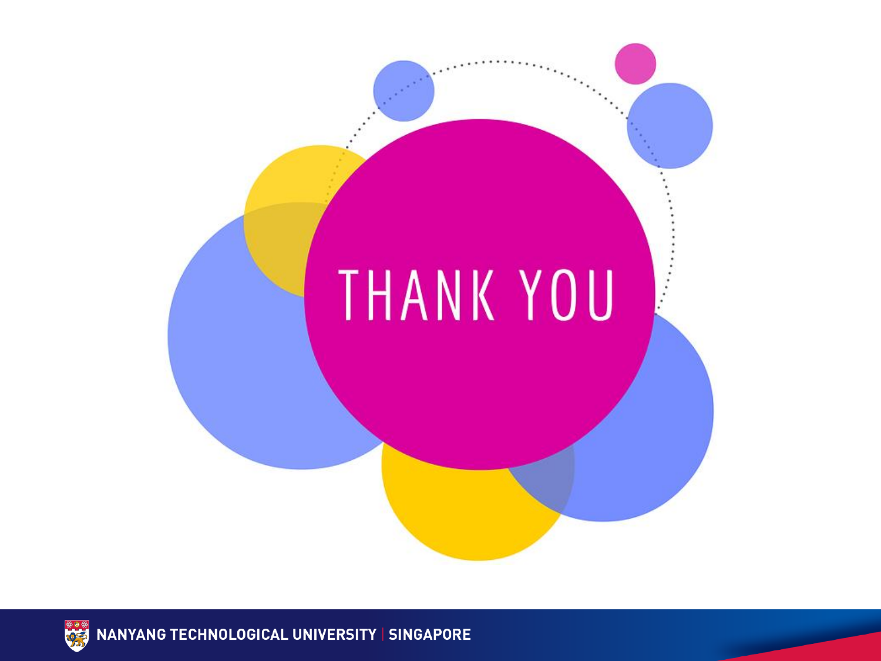THANK YOU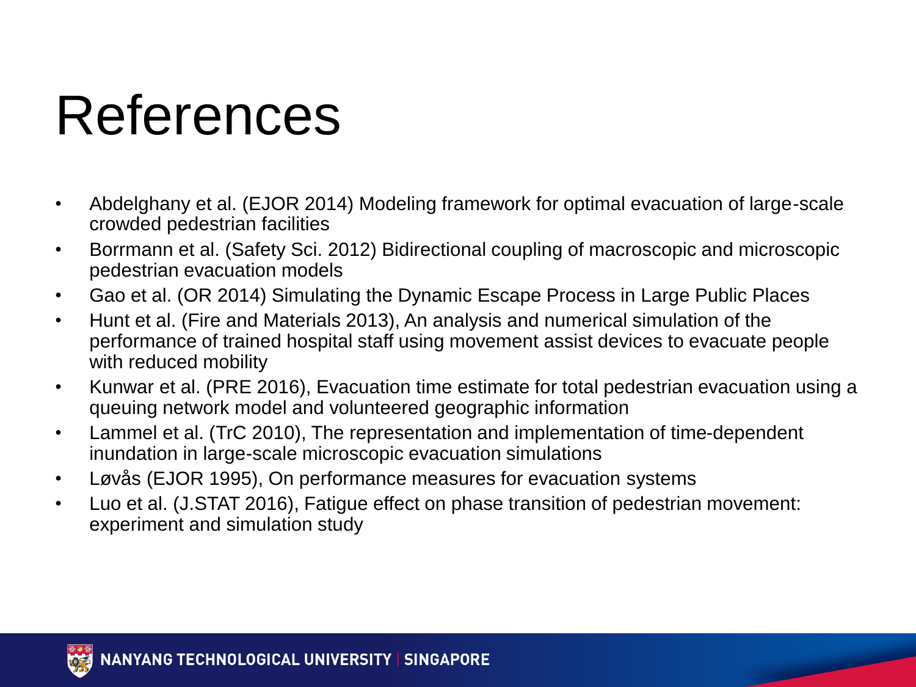# References

- Abdelghany et al. (EJOR 2014) Modeling framework for optimal evacuation of large-scale crowded pedestrian facilities
- Borrmann et al. (Safety Sci. 2012) Bidirectional coupling of macroscopic and microscopic pedestrian evacuation models
- Gao et al. (OR 2014) Simulating the Dynamic Escape Process in Large Public Places
- Hunt et al. (Fire and Materials 2013), An analysis and numerical simulation of the performance of trained hospital staff using movement assist devices to evacuate people with reduced mobility
- Kunwar et al. (PRE 2016), Evacuation time estimate for total pedestrian evacuation using a queuing network model and volunteered geographic information
- Lammel et al. (TrC 2010), The representation and implementation of time-dependent inundation in large-scale microscopic evacuation simulations
- Løvås (EJOR 1995), On performance measures for evacuation systems
- Luo et al. (J.STAT 2016), Fatigue effect on phase transition of pedestrian movement: experiment and simulation study